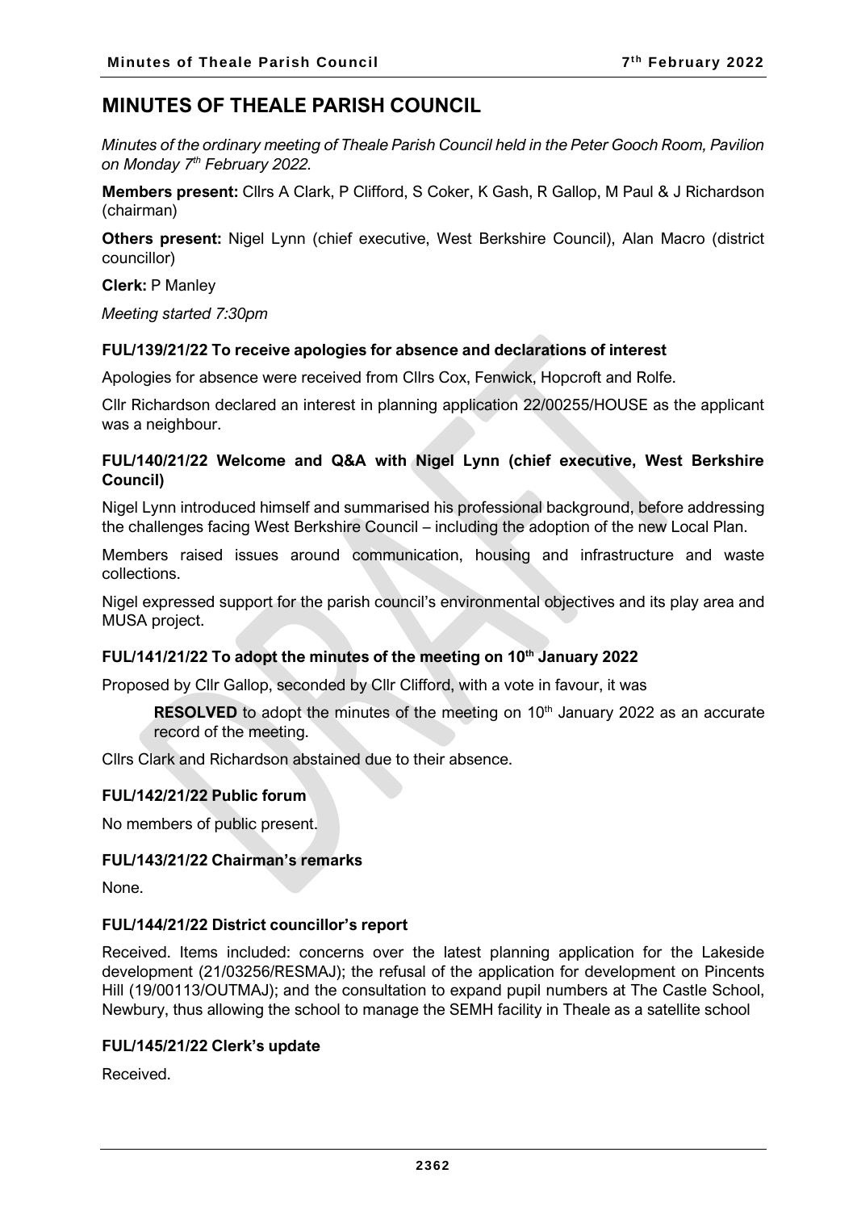# MINUTES OF THEALE PARISH COUNCIL

*Minutes of the ordinary meeting of Theale Parish Council held in the Peter Gooch Room, Pavilion on Monday 7th February 2022.*

**Members present:** Cllrs A Clark, P Clifford, S Coker, K Gash, R Gallop, M Paul & J Richardson (chairman)

**Others present:** Nigel Lynn (chief executive, West Berkshire Council), Alan Macro (district councillor)

**Clerk:** P Manley

*Meeting started 7:30pm*

### FUL/139/21/22 To receive apologies for absence and declarations of interest

Apologies for absence were received from Cllrs Cox, Fenwick, Hopcroft and Rolfe.

Cllr Richardson declared an interest in planning application 22/00255/HOUSE as the applicant was a neighbour.

### FUL/140/21/22 Welcome and Q&A with Nigel Lynn (chief executive, West Berkshire Council)

Nigel Lynn introduced himself and summarised his professional background, before addressing the challenges facing West Berkshire Council – including the adoption of the new Local Plan.

Members raised issues around communication, housing and infrastructure and waste collections.

Nigel expressed support for the parish council's environmental objectives and its play area and MUSA project.

### FUL/141/21/22 To adopt the minutes of the meeting on 10th January 2022

Proposed by Cllr Gallop, seconded by Cllr Clifford, with a vote in favour, it was

> **RESOLVED** to adopt the minutes of the meeting on 10th January 2022 as an accurate record of the meeting.

Cllrs Clark and Richardson abstained due to their absence.

### FUL/142/21/22 Public forum

No members of public present.

### FUL/143/21/22 Chairman's remarks

None.

### FUL/144/21/22 District councillor's report

Received. Items included: concerns over the latest planning application for the Lakeside development (21/03256/RESMAJ); the refusal of the application for development on Pincents Hill (19/00113/OUTMAJ); and the consultation to expand pupil numbers at The Castle School, Newbury, thus allowing the school to manage the SEMH facility in Theale as a satellite school

### FUL/145/21/22 Clerk's update

Received.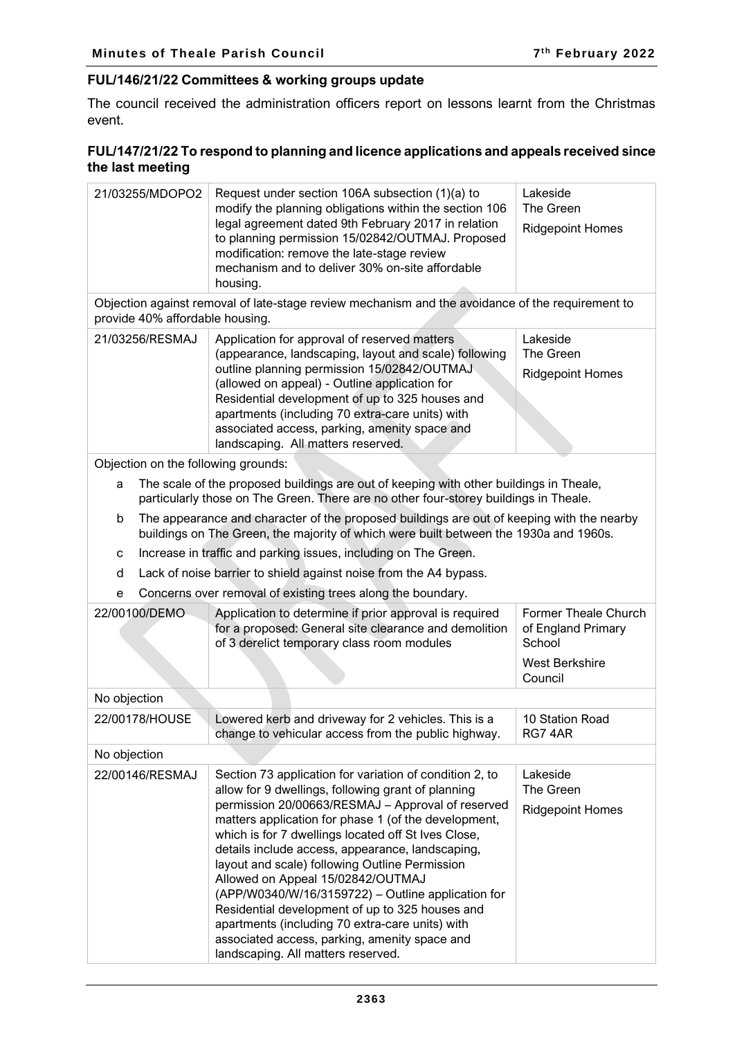### FUL/146/21/22 Committees & working groups update

The council received the administration officers report on lessons learnt from the Christmas event.

### FUL/147/21/22 To respond to planning and licence applications and appeals received since the last meeting

| | | |
|---|---|---|
| 21/03255/MDOPO2 | Request under section 106A subsection (1)(a) to modify the planning obligations within the section 106 legal agreement dated 9th February 2017 in relation to planning permission 15/02842/OUTMAJ. Proposed modification: remove the late-stage review mechanism and to deliver 30% on-site affordable housing. | Lakeside<br>The Green<br>Ridgepoint Homes |
| Objection against removal of late-stage review mechanism and the avoidance of the requirement to provide 40% affordable housing. | | |
| 21/03256/RESMAJ | Application for approval of reserved matters (appearance, landscaping, layout and scale) following outline planning permission 15/02842/OUTMAJ (allowed on appeal) - Outline application for Residential development of up to 325 houses and apartments (including 70 extra-care units) with associated access, parking, amenity space and landscaping. All matters reserved. | Lakeside<br>The Green<br>Ridgepoint Homes |
| Objection on the following grounds:<br>a The scale of the proposed buildings are out of keeping with other buildings in Theale, particularly those on The Green. There are no other four-storey buildings in Theale.<br>b The appearance and character of the proposed buildings are out of keeping with the nearby buildings on The Green, the majority of which were built between the 1930a and 1960s.<br>c Increase in traffic and parking issues, including on The Green.<br>d Lack of noise barrier to shield against noise from the A4 bypass.<br>e Concerns over removal of existing trees along the boundary. | | |
| 22/00100/DEMO | Application to determine if prior approval is required for a proposed: General site clearance and demolition of 3 derelict temporary class room modules | Former Theale Church of England Primary School<br>West Berkshire Council |
| No objection | | |
| 22/00178/HOUSE | Lowered kerb and driveway for 2 vehicles. This is a change to vehicular access from the public highway. | 10 Station Road<br>RG7 4AR |
| No objection | | |
| 22/00146/RESMAJ | Section 73 application for variation of condition 2, to allow for 9 dwellings, following grant of planning permission 20/00663/RESMAJ – Approval of reserved matters application for phase 1 (of the development, which is for 7 dwellings located off St Ives Close, details include access, appearance, landscaping, layout and scale) following Outline Permission Allowed on Appeal 15/02842/OUTMAJ (APP/W0340/W/16/3159722) – Outline application for Residential development of up to 325 houses and apartments (including 70 extra-care units) with associated access, parking, amenity space and landscaping. All matters reserved. | Lakeside<br>The Green<br>Ridgepoint Homes |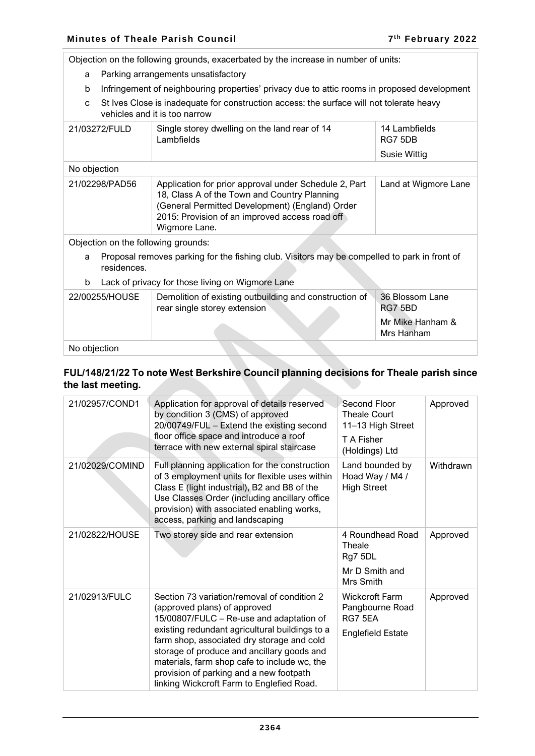| | | |
|---|---|---|
| Objection on the following grounds, exacerbated by the increase in number of units:<br>a Parking arrangements unsatisfactory<br>b Infringement of neighbouring properties' privacy due to attic rooms in proposed development<br>c St Ives Close is inadequate for construction access: the surface will not tolerate heavy vehicles and it is too narrow | | |
| 21/03272/FULD | Single storey dwelling on the land rear of 14 Lambfields | 14 Lambfields RG7 5DB<br>Susie Wittig |
| No objection | | |
| 21/02298/PAD56 | Application for prior approval under Schedule 2, Part 18, Class A of the Town and Country Planning (General Permitted Development) (England) Order 2015: Provision of an improved access road off Wigmore Lane. | Land at Wigmore Lane |
| Objection on the following grounds:<br>a Proposal removes parking for the fishing club. Visitors may be compelled to park in front of residences.<br>b Lack of privacy for those living on Wigmore Lane | | |
| 22/00255/HOUSE | Demolition of existing outbuilding and construction of rear single storey extension | 36 Blossom Lane RG7 5BD<br>Mr Mike Hanham & Mrs Hanham |
| No objection | | |

### FUL/148/21/22 To note West Berkshire Council planning decisions for Theale parish since the last meeting.

| | | | |
|---|---|---|---|
| 21/02957/COND1 | Application for approval of details reserved by condition 3 (CMS) of approved 20/00749/FUL – Extend the existing second floor office space and introduce a roof terrace with new external spiral staircase | Second Floor Theale Court 11–13 High Street<br>T A Fisher (Holdings) Ltd | Approved |
| 21/02029/COMIND | Full planning application for the construction of 3 employment units for flexible uses within Class E (light industrial), B2 and B8 of the Use Classes Order (including ancillary office provision) with associated enabling works, access, parking and landscaping | Land bounded by Hoad Way / M4 / High Street | Withdrawn |
| 21/02822/HOUSE | Two storey side and rear extension | 4 Roundhead Road Theale Rg7 5DL<br>Mr D Smith and Mrs Smith | Approved |
| 21/02913/FULC | Section 73 variation/removal of condition 2 (approved plans) of approved 15/00807/FULC – Re-use and adaptation of existing redundant agricultural buildings to a farm shop, associated dry storage and cold storage of produce and ancillary goods and materials, farm shop cafe to include wc, the provision of parking and a new footpath linking Wickcroft Farm to Englefied Road. | Wickcroft Farm Pangbourne Road RG7 5EA<br>Englefield Estate | Approved |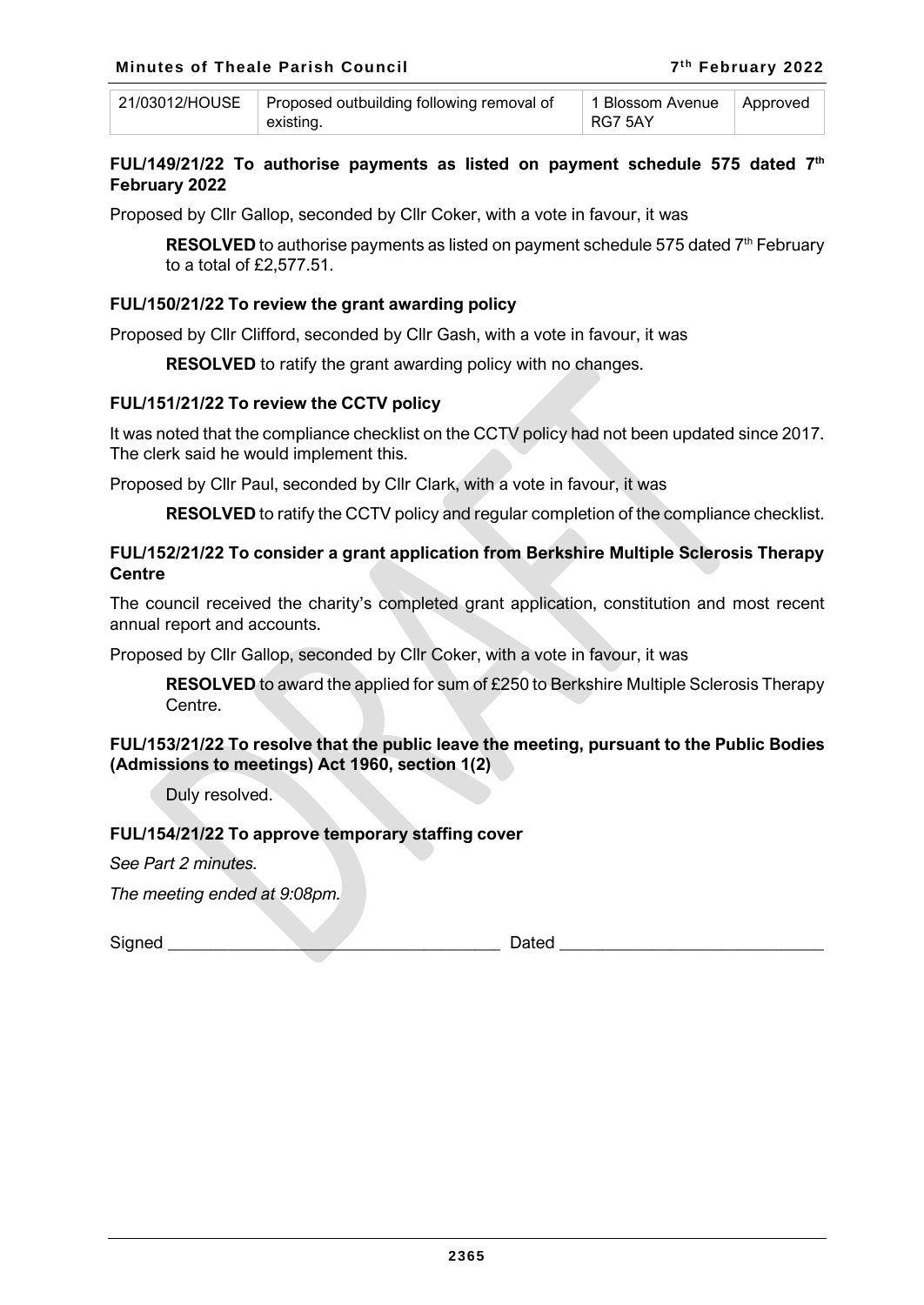| | | | |
|---|---|---|---|
| 21/03012/HOUSE | Proposed outbuilding following removal of existing. | 1 Blossom Avenue RG7 5AY | Approved |

### FUL/149/21/22 To authorise payments as listed on payment schedule 575 dated 7th February 2022

Proposed by Cllr Gallop, seconded by Cllr Coker, with a vote in favour, it was

> **RESOLVED** to authorise payments as listed on payment schedule 575 dated 7th February to a total of £2,577.51.

### FUL/150/21/22 To review the grant awarding policy

Proposed by Cllr Clifford, seconded by Cllr Gash, with a vote in favour, it was

> **RESOLVED** to ratify the grant awarding policy with no changes.

### FUL/151/21/22 To review the CCTV policy

It was noted that the compliance checklist on the CCTV policy had not been updated since 2017. The clerk said he would implement this.

Proposed by Cllr Paul, seconded by Cllr Clark, with a vote in favour, it was

> **RESOLVED** to ratify the CCTV policy and regular completion of the compliance checklist.

### FUL/152/21/22 To consider a grant application from Berkshire Multiple Sclerosis Therapy Centre

The council received the charity's completed grant application, constitution and most recent annual report and accounts.

Proposed by Cllr Gallop, seconded by Cllr Coker, with a vote in favour, it was

> **RESOLVED** to award the applied for sum of £250 to Berkshire Multiple Sclerosis Therapy Centre.

### FUL/153/21/22 To resolve that the public leave the meeting, pursuant to the Public Bodies (Admissions to meetings) Act 1960, section 1(2)

> Duly resolved.

### FUL/154/21/22 To approve temporary staffing cover

*See Part 2 minutes.*

*The meeting ended at 9:08pm.*

Signed \_\_\_\_\_\_\_\_\_\_\_\_\_\_\_\_\_\_\_\_\_\_\_\_\_\_\_\_\_\_\_\_\_\_\_ Dated \_\_\_\_\_\_\_\_\_\_\_\_\_\_\_\_\_\_\_\_\_\_\_\_\_\_\_\_